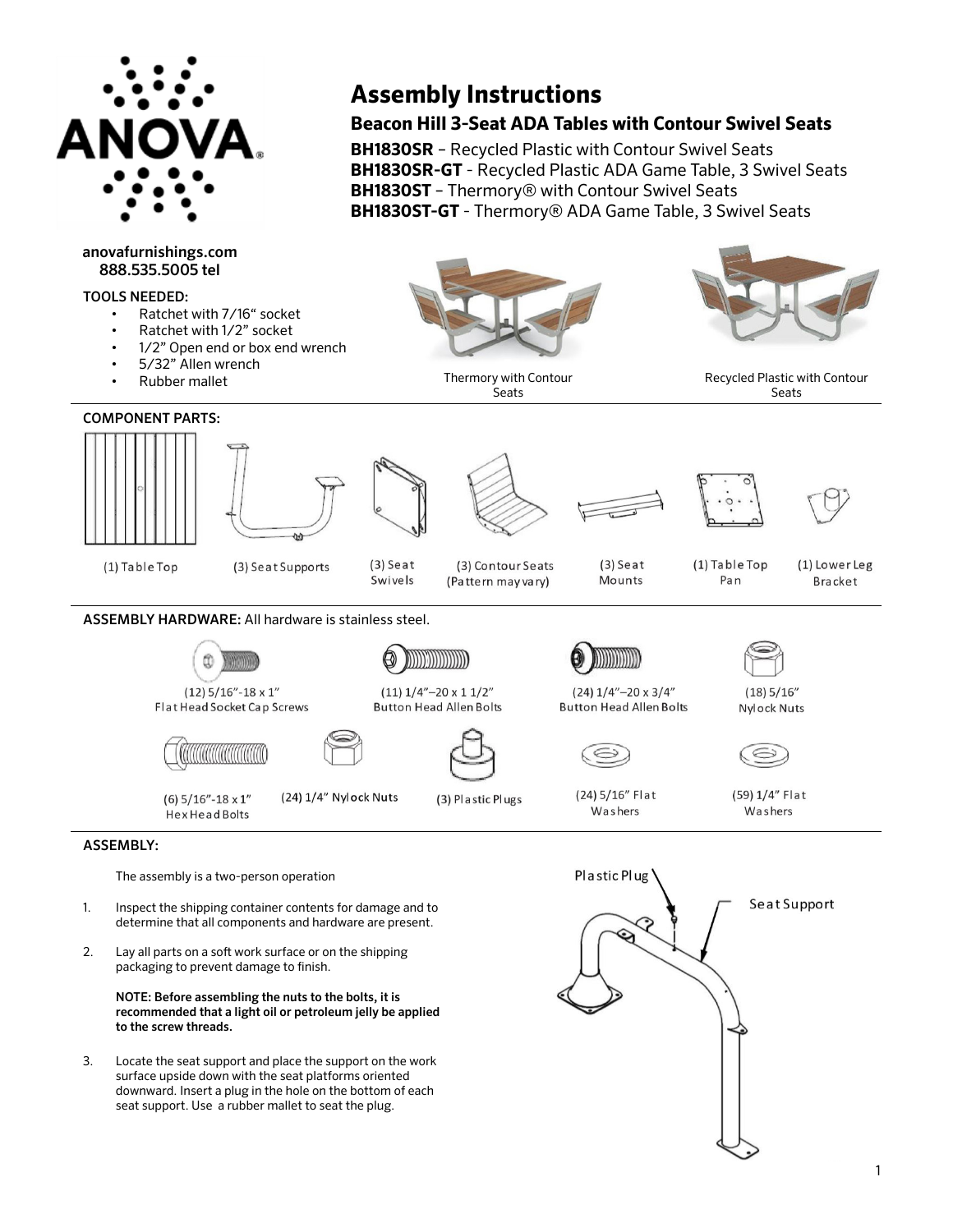ANOVA

# Assembly Instructions

## Beacon Hill 3-Seat ADA Tables with Contour Swivel Seats

**BH1830SR** – Recycled Plastic with Contour Swivel Seats
**BH1830SR-GT** - Recycled Plastic ADA Game Table, 3 Swivel Seats
**BH1830ST** – Thermory® with Contour Swivel Seats
**BH1830ST-GT** - Thermory® ADA Game Table, 3 Swivel Seats

**anovafurnishings.com**
**888.535.5005 tel**

**TOOLS NEEDED:**

- Ratchet with 7/16" socket
- Ratchet with 1/2" socket
- 1/2" Open end or box end wrench
- 5/32" Allen wrench
- Rubber mallet

Thermory with Contour Seats

Recycled Plastic with Contour Seats

**COMPONENT PARTS:**

(1) Table Top
(3) Seat Supports
(3) Seat Swivels
(3) Contour Seats (Pattern may vary)
(3) Seat Mounts
(1) Table Top Pan
(1) Lower Leg Bracket

**ASSEMBLY HARDWARE:** All hardware is stainless steel.

(12) 5/16"-18 x 1" Flat Head Socket Cap Screws
(11) 1/4"–20 x 1 1/2" Button Head Allen Bolts
(24) 1/4"–20 x 3/4" Button Head Allen Bolts
(18) 5/16" Nylock Nuts
(6) 5/16"-18 x 1" Hex Head Bolts
(24) 1/4" Nylock Nuts
(3) Plastic Plugs
(24) 5/16" Flat Washers
(59) 1/4" Flat Washers

**ASSEMBLY:**

The assembly is a two-person operation

1. Inspect the shipping container contents for damage and to determine that all components and hardware are present.

2. Lay all parts on a soft work surface or on the shipping packaging to prevent damage to finish.

   **NOTE: Before assembling the nuts to the bolts, it is recommended that a light oil or petroleum jelly be applied to the screw threads.**

3. Locate the seat support and place the support on the work surface upside down with the seat platforms oriented downward. Insert a plug in the hole on the bottom of each seat support. Use a rubber mallet to seat the plug.

Plastic Plug

Seat Support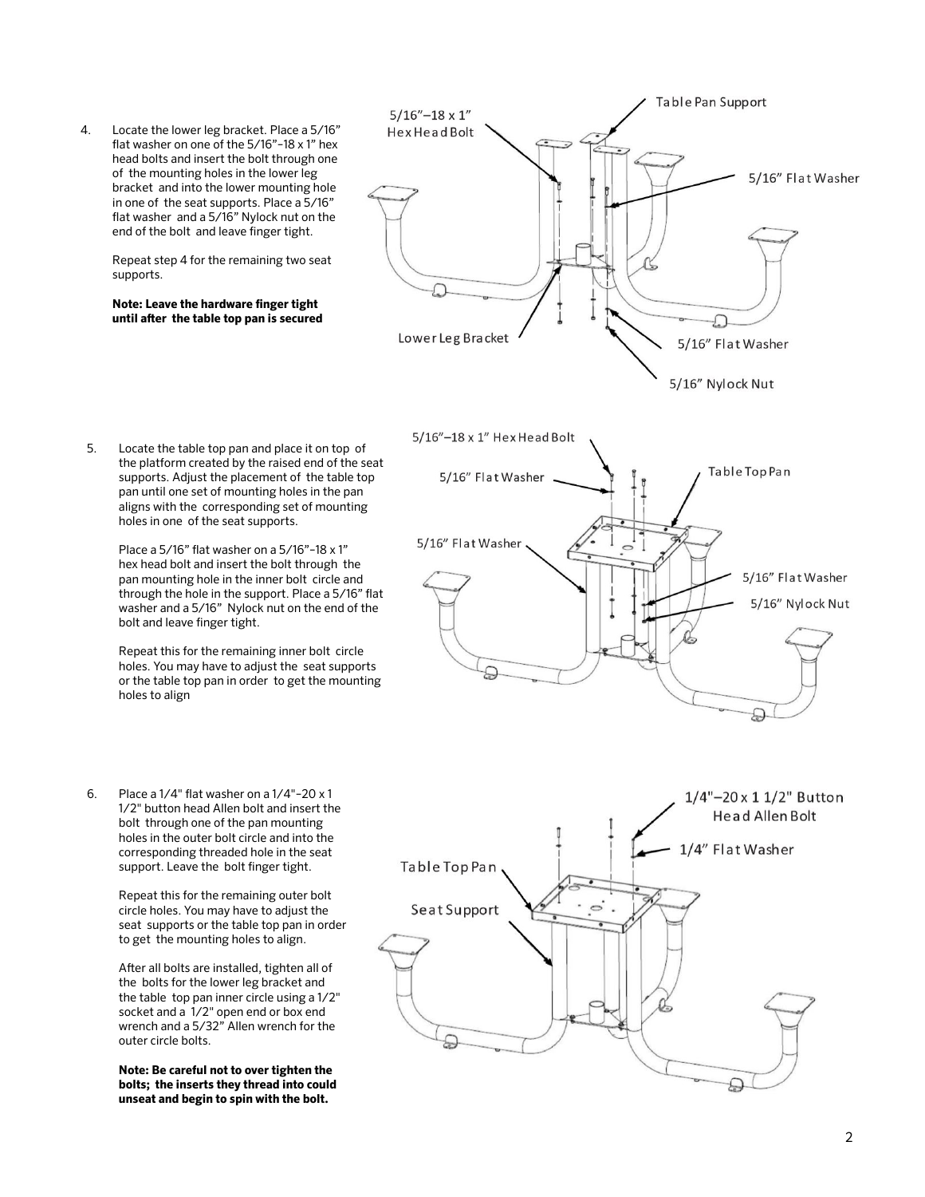4. Locate the lower leg bracket. Place a 5/16” flat washer on one of the 5/16”-18 x 1” hex head bolts and insert the bolt through one of the mounting holes in the lower leg bracket and into the lower mounting hole in one of the seat supports. Place a 5/16” flat washer and a 5/16” Nylock nut on the end of the bolt and leave finger tight.

   Repeat step 4 for the remaining two seat supports.

   **Note: Leave the hardware finger tight until after the table top pan is secured**

5/16”–18 x 1” Hex Head Bolt

Table Pan Support

5/16” Flat Washer

Lower Leg Bracket

5/16” Flat Washer

5/16” Nylock Nut

5. Locate the table top pan and place it on top of the platform created by the raised end of the seat supports. Adjust the placement of the table top pan until one set of mounting holes in the pan aligns with the corresponding set of mounting holes in one of the seat supports.

   Place a 5/16” flat washer on a 5/16”-18 x 1” hex head bolt and insert the bolt through the pan mounting hole in the inner bolt circle and through the hole in the support. Place a 5/16” flat washer and a 5/16” Nylock nut on the end of the bolt and leave finger tight.

   Repeat this for the remaining inner bolt circle holes. You may have to adjust the seat supports or the table top pan in order to get the mounting holes to align

5/16”–18 x 1” Hex Head Bolt

5/16” Flat Washer

Table Top Pan

5/16” Flat Washer

5/16” Flat Washer

5/16” Nylock Nut

6. Place a 1/4" flat washer on a 1/4"-20 x 1 1/2" button head Allen bolt and insert the bolt through one of the pan mounting holes in the outer bolt circle and into the corresponding threaded hole in the seat support. Leave the bolt finger tight.

   Repeat this for the remaining outer bolt circle holes. You may have to adjust the seat supports or the table top pan in order to get the mounting holes to align.

   After all bolts are installed, tighten all of the bolts for the lower leg bracket and the table top pan inner circle using a 1/2" socket and a 1/2" open end or box end wrench and a 5/32” Allen wrench for the outer circle bolts.

   **Note: Be careful not to over tighten the bolts; the inserts they thread into could unseat and begin to spin with the bolt.**

1/4"–20 x 1 1/2" Button Head Allen Bolt

1/4" Flat Washer

Table Top Pan

Seat Support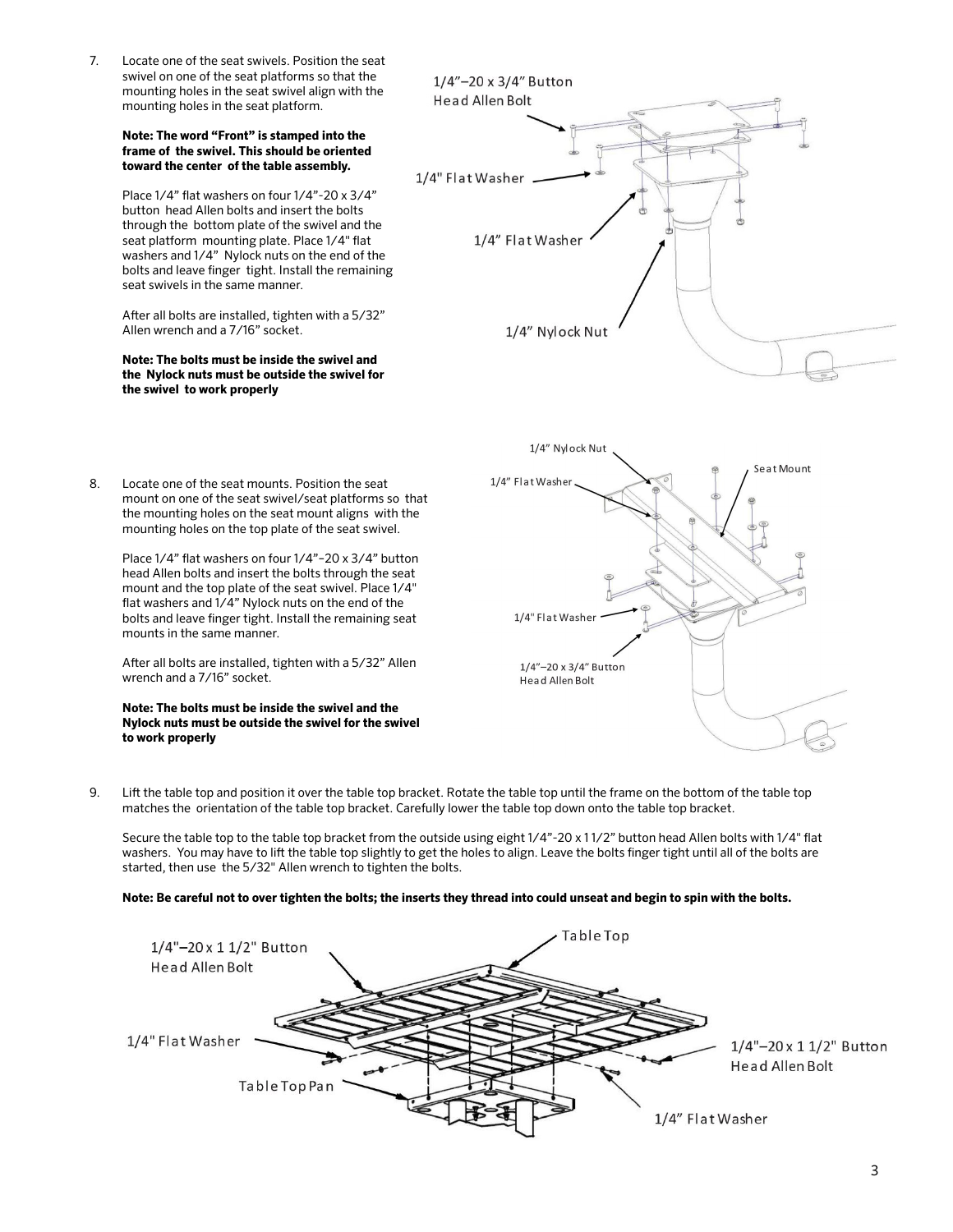7. Locate one of the seat swivels. Position the seat swivel on one of the seat platforms so that the mounting holes in the seat swivel align with the mounting holes in the seat platform.

   **Note: The word "Front" is stamped into the frame of the swivel. This should be oriented toward the center of the table assembly.**

   Place 1/4" flat washers on four 1/4"-20 x 3/4" button head Allen bolts and insert the bolts through the bottom plate of the swivel and the seat platform mounting plate. Place 1/4" flat washers and 1/4" Nylock nuts on the end of the bolts and leave finger tight. Install the remaining seat swivels in the same manner.

   After all bolts are installed, tighten with a 5/32" Allen wrench and a 7/16" socket.

   **Note: The bolts must be inside the swivel and the Nylock nuts must be outside the swivel for the swivel to work properly**

8. Locate one of the seat mounts. Position the seat mount on one of the seat swivel/seat platforms so that the mounting holes on the seat mount aligns with the mounting holes on the top plate of the seat swivel.

   Place 1/4" flat washers on four 1/4"-20 x 3/4" button head Allen bolts and insert the bolts through the seat mount and the top plate of the seat swivel. Place 1/4" flat washers and 1/4" Nylock nuts on the end of the bolts and leave finger tight. Install the remaining seat mounts in the same manner.

   After all bolts are installed, tighten with a 5/32" Allen wrench and a 7/16" socket.

   **Note: The bolts must be inside the swivel and the Nylock nuts must be outside the swivel for the swivel to work properly**

9. Lift the table top and position it over the table top bracket. Rotate the table top until the frame on the bottom of the table top matches the orientation of the table top bracket. Carefully lower the table top down onto the table top bracket.

   Secure the table top to the table top bracket from the outside using eight 1/4"-20 x 1 1/2" button head Allen bolts with 1/4" flat washers. You may have to lift the table top slightly to get the holes to align. Leave the bolts finger tight until all of the bolts are started, then use the 5/32" Allen wrench to tighten the bolts.

   **Note: Be careful not to over tighten the bolts; the inserts they thread into could unseat and begin to spin with the bolts.**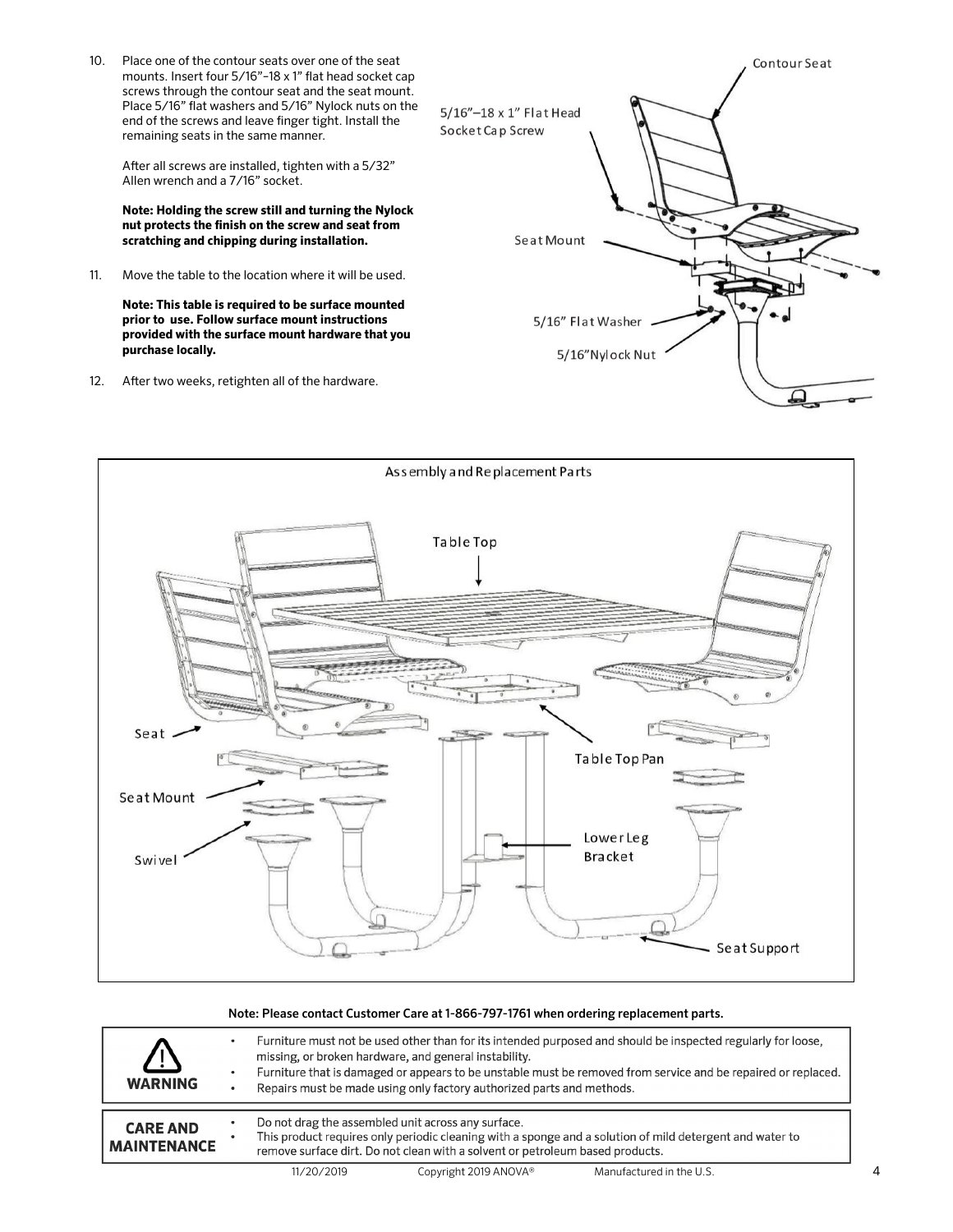10. Place one of the contour seats over one of the seat mounts. Insert four 5/16"-18 x 1" flat head socket cap screws through the contour seat and the seat mount. Place 5/16" flat washers and 5/16" Nylock nuts on the end of the screws and leave finger tight. Install the remaining seats in the same manner.

    After all screws are installed, tighten with a 5/32" Allen wrench and a 7/16" socket.

    **Note: Holding the screw still and turning the Nylock nut protects the finish on the screw and seat from scratching and chipping during installation.**

11. Move the table to the location where it will be used.

    **Note: This table is required to be surface mounted prior to use. Follow surface mount instructions provided with the surface mount hardware that you purchase locally.**

12. After two weeks, retighten all of the hardware.

Contour Seat

5/16"–18 x 1" Flat Head Socket Cap Screw

Seat Mount

5/16" Flat Washer

5/16"Nylock Nut

Assembly and Replacement Parts

Table Top

Seat

Table Top Pan

Seat Mount

Swivel

Lower Leg Bracket

Seat Support

**Note: Please contact Customer Care at 1-866-797-1761 when ordering replacement parts.**

| | |
|---|---|
| **WARNING** | • Furniture must not be used other than for its intended purposed and should be inspected regularly for loose, missing, or broken hardware, and general instability.<br>• Furniture that is damaged or appears to be unstable must be removed from service and be repaired or replaced.<br>• Repairs must be made using only factory authorized parts and methods. |
| **CARE AND MAINTENANCE** | • Do not drag the assembled unit across any surface.<br>• This product requires only periodic cleaning with a sponge and a solution of mild detergent and water to remove surface dirt. Do not clean with a solvent or petroleum based products. |

11/20/2019 Copyright 2019 ANOVA® Manufactured in the U.S.